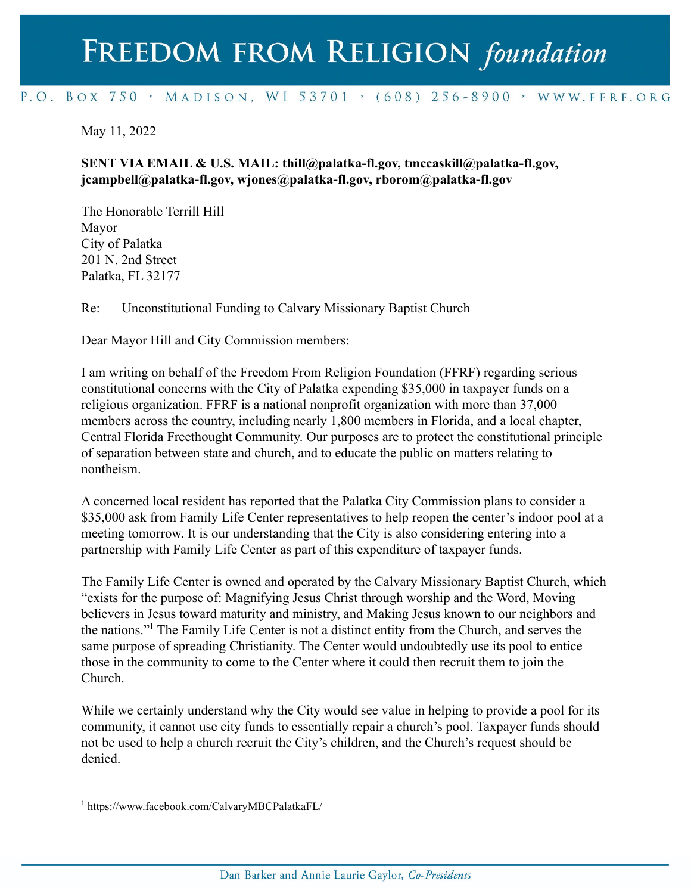# FREEDOM FROM RELIGION *foundation*

P.O. BOX 750 · MADISON, WI 53701 · (608) 256-8900 · WWW.FFRF.ORG

May 11, 2022

**SENT VIA EMAIL & U.S. MAIL: thill@palatka-fl.gov, tmccaskill@palatka-fl.gov, jcampbell@palatka-fl.gov, wjones@palatka-fl.gov, rborom@palatka-fl.gov**

The Honorable Terrill Hill
Mayor
City of Palatka
201 N. 2nd Street
Palatka, FL 32177

Re: Unconstitutional Funding to Calvary Missionary Baptist Church

Dear Mayor Hill and City Commission members:

I am writing on behalf of the Freedom From Religion Foundation (FFRF) regarding serious constitutional concerns with the City of Palatka expending $35,000 in taxpayer funds on a religious organization. FFRF is a national nonprofit organization with more than 37,000 members across the country, including nearly 1,800 members in Florida, and a local chapter, Central Florida Freethought Community. Our purposes are to protect the constitutional principle of separation between state and church, and to educate the public on matters relating to nontheism.

A concerned local resident has reported that the Palatka City Commission plans to consider a $35,000 ask from Family Life Center representatives to help reopen the center's indoor pool at a meeting tomorrow. It is our understanding that the City is also considering entering into a partnership with Family Life Center as part of this expenditure of taxpayer funds.

The Family Life Center is owned and operated by the Calvary Missionary Baptist Church, which "exists for the purpose of: Magnifying Jesus Christ through worship and the Word, Moving believers in Jesus toward maturity and ministry, and Making Jesus known to our neighbors and the nations."[1] The Family Life Center is not a distinct entity from the Church, and serves the same purpose of spreading Christianity. The Center would undoubtedly use its pool to entice those in the community to come to the Center where it could then recruit them to join the Church.

While we certainly understand why the City would see value in helping to provide a pool for its community, it cannot use city funds to essentially repair a church's pool. Taxpayer funds should not be used to help a church recruit the City's children, and the Church's request should be denied.

[1] https://www.facebook.com/CalvaryMBCPalatkaFL/

Dan Barker and Annie Laurie Gaylor, *Co-Presidents*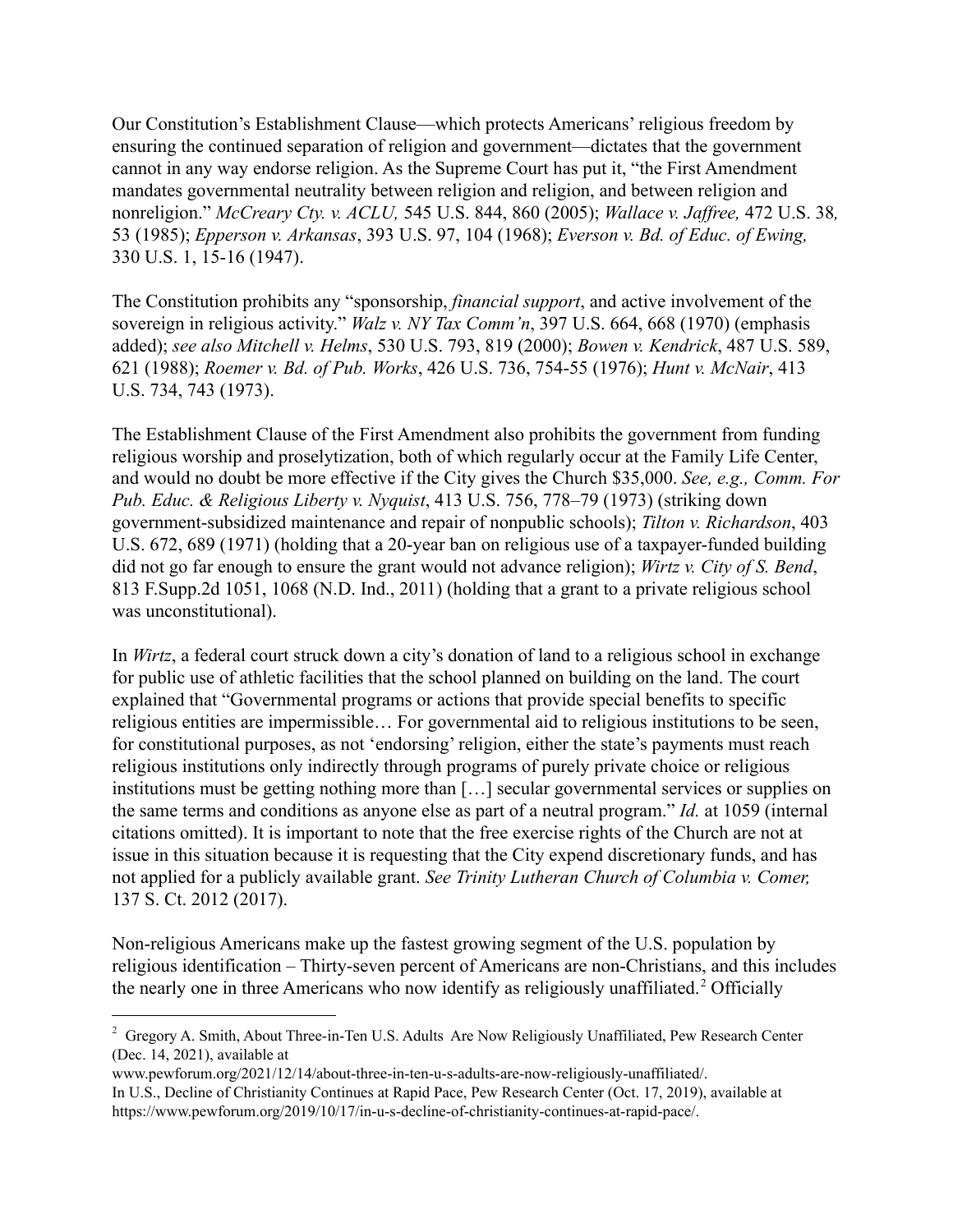Our Constitution's Establishment Clause—which protects Americans' religious freedom by ensuring the continued separation of religion and government—dictates that the government cannot in any way endorse religion. As the Supreme Court has put it, "the First Amendment mandates governmental neutrality between religion and religion, and between religion and nonreligion." *McCreary Cty. v. ACLU,* 545 U.S. 844, 860 (2005); *Wallace v. Jaffree,* 472 U.S. 38*,* 53 (1985); *Epperson v. Arkansas*, 393 U.S. 97, 104 (1968); *Everson v. Bd. of Educ. of Ewing,* 330 U.S. 1, 15-16 (1947).

The Constitution prohibits any "sponsorship, *financial support*, and active involvement of the sovereign in religious activity." *Walz v. NY Tax Comm'n*, 397 U.S. 664, 668 (1970) (emphasis added); *see also Mitchell v. Helms*, 530 U.S. 793, 819 (2000); *Bowen v. Kendrick*, 487 U.S. 589, 621 (1988); *Roemer v. Bd. of Pub. Works*, 426 U.S. 736, 754-55 (1976); *Hunt v. McNair*, 413 U.S. 734, 743 (1973).

The Establishment Clause of the First Amendment also prohibits the government from funding religious worship and proselytization, both of which regularly occur at the Family Life Center, and would no doubt be more effective if the City gives the Church $35,000. *See, e.g., Comm. For Pub. Educ. & Religious Liberty v. Nyquist*, 413 U.S. 756, 778–79 (1973) (striking down government-subsidized maintenance and repair of nonpublic schools); *Tilton v. Richardson*, 403 U.S. 672, 689 (1971) (holding that a 20-year ban on religious use of a taxpayer-funded building did not go far enough to ensure the grant would not advance religion); *Wirtz v. City of S. Bend*, 813 F.Supp.2d 1051, 1068 (N.D. Ind., 2011) (holding that a grant to a private religious school was unconstitutional).

In *Wirtz*, a federal court struck down a city's donation of land to a religious school in exchange for public use of athletic facilities that the school planned on building on the land. The court explained that "Governmental programs or actions that provide special benefits to specific religious entities are impermissible… For governmental aid to religious institutions to be seen, for constitutional purposes, as not 'endorsing' religion, either the state's payments must reach religious institutions only indirectly through programs of purely private choice or religious institutions must be getting nothing more than […] secular governmental services or supplies on the same terms and conditions as anyone else as part of a neutral program." *Id.* at 1059 (internal citations omitted). It is important to note that the free exercise rights of the Church are not at issue in this situation because it is requesting that the City expend discretionary funds, and has not applied for a publicly available grant. *See Trinity Lutheran Church of Columbia v. Comer,* 137 S. Ct. 2012 (2017).

Non-religious Americans make up the fastest growing segment of the U.S. population by religious identification – Thirty-seven percent of Americans are non-Christians, and this includes the nearly one in three Americans who now identify as religiously unaffiliated.[2] Officially

---

[2] Gregory A. Smith, About Three-in-Ten U.S. Adults Are Now Religiously Unaffiliated, Pew Research Center (Dec. 14, 2021), available at www.pewforum.org/2021/12/14/about-three-in-ten-u-s-adults-are-now-religiously-unaffiliated/.
In U.S., Decline of Christianity Continues at Rapid Pace, Pew Research Center (Oct. 17, 2019), available at https://www.pewforum.org/2019/10/17/in-u-s-decline-of-christianity-continues-at-rapid-pace/.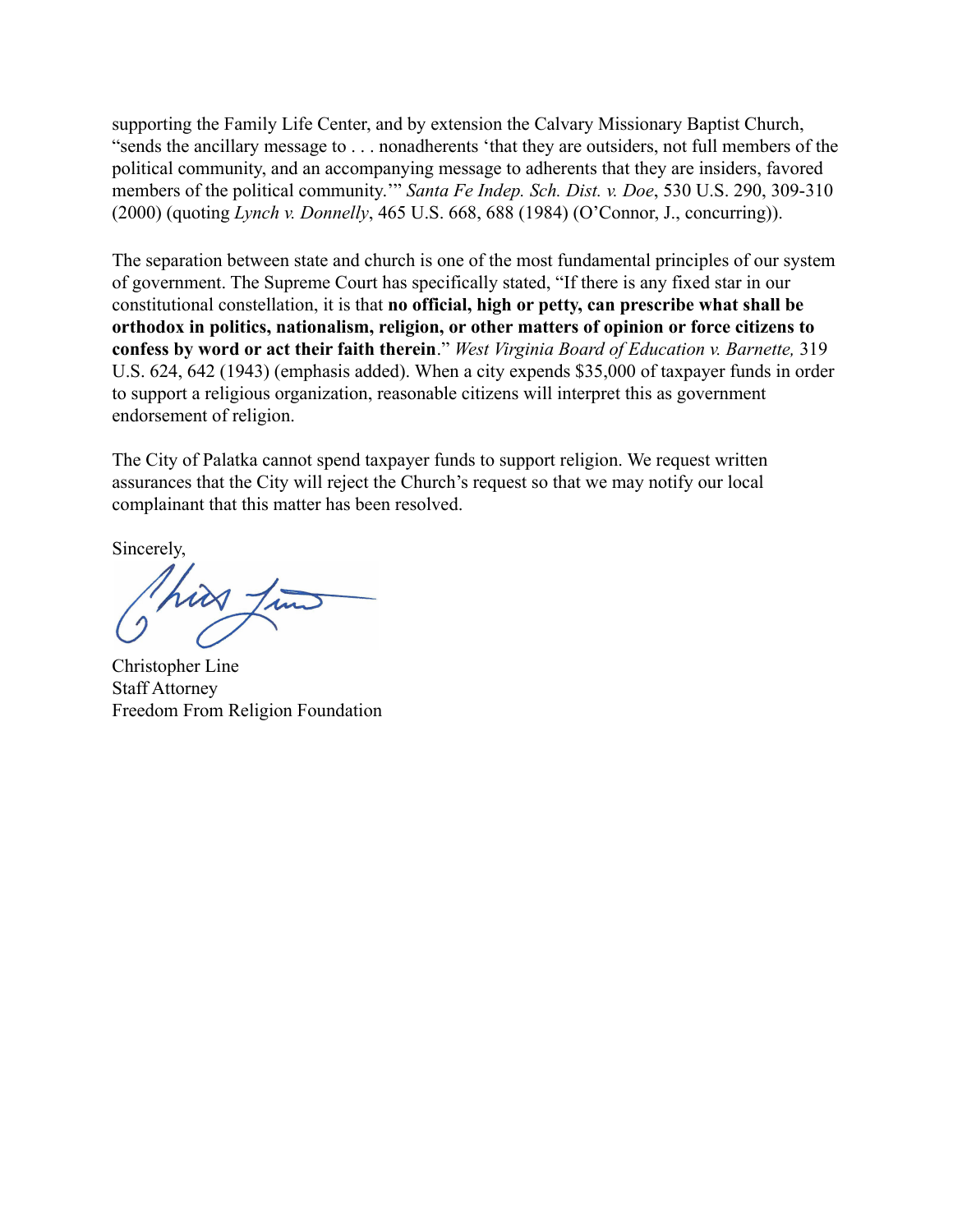supporting the Family Life Center, and by extension the Calvary Missionary Baptist Church, "sends the ancillary message to . . . nonadherents 'that they are outsiders, not full members of the political community, and an accompanying message to adherents that they are insiders, favored members of the political community.'" *Santa Fe Indep. Sch. Dist. v. Doe*, 530 U.S. 290, 309-310 (2000) (quoting *Lynch v. Donnelly*, 465 U.S. 668, 688 (1984) (O'Connor, J., concurring)).

The separation between state and church is one of the most fundamental principles of our system of government. The Supreme Court has specifically stated, "If there is any fixed star in our constitutional constellation, it is that **no official, high or petty, can prescribe what shall be orthodox in politics, nationalism, religion, or other matters of opinion or force citizens to confess by word or act their faith therein**." *West Virginia Board of Education v. Barnette,* 319 U.S. 624, 642 (1943) (emphasis added). When a city expends $35,000 of taxpayer funds in order to support a religious organization, reasonable citizens will interpret this as government endorsement of religion.

The City of Palatka cannot spend taxpayer funds to support religion. We request written assurances that the City will reject the Church's request so that we may notify our local complainant that this matter has been resolved.

Sincerely,

Christopher Line
Staff Attorney
Freedom From Religion Foundation